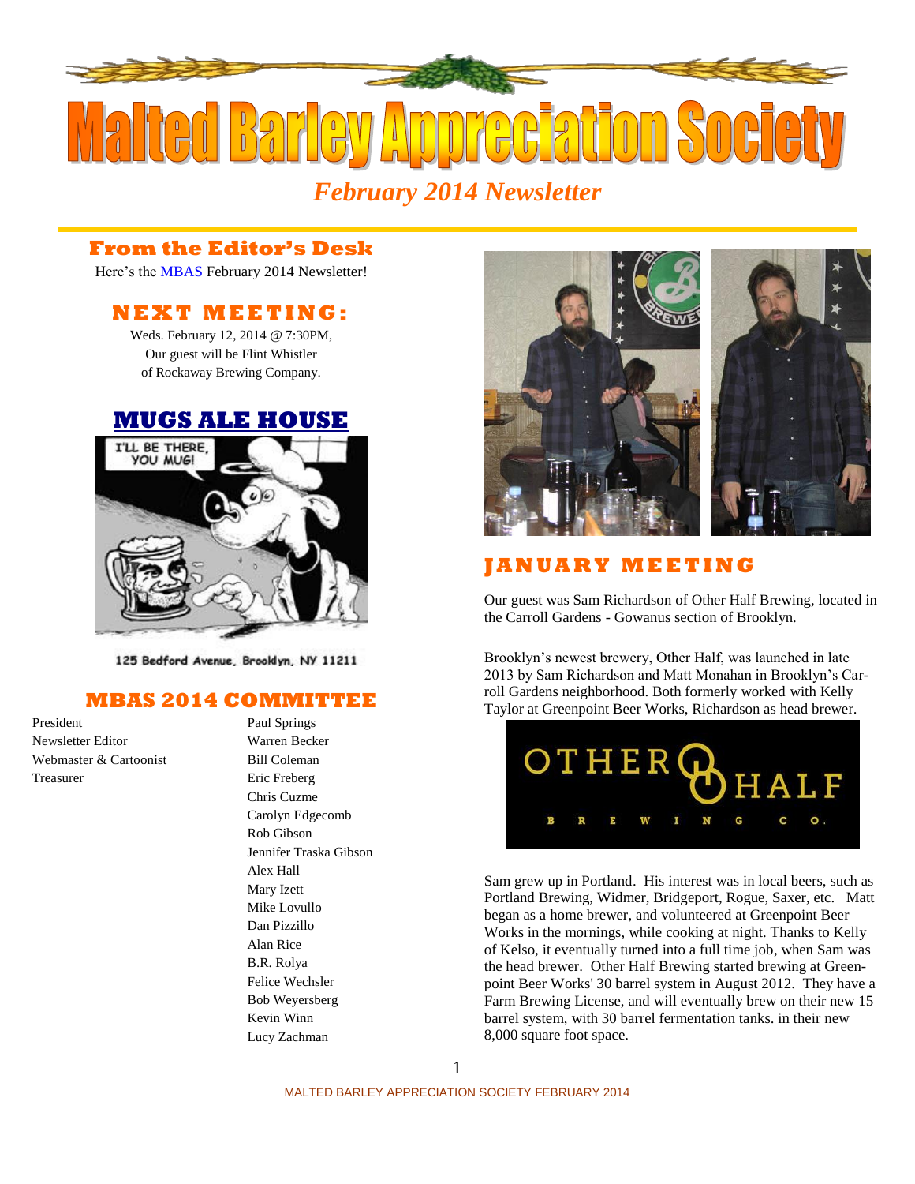# Malted Barley Appreciation Society

*February 2014 Newsletter*

## From the Editor's Desk

Here's the MBAS February 2014 Newsletter!

## NEXT MEETING:

Weds. February 12, 2014 @ 7:30PM,
Our guest will be Flint Whistler
of Rockaway Brewing Company.

## MUGS ALE HOUSE

125 Bedford Avenue, Brooklyn, NY 11211

## MBAS 2014 COMMITTEE

| | |
|---|---|
| President | Paul Springs |
| Newsletter Editor | Warren Becker |
| Webmaster & Cartoonist | Bill Coleman |
| Treasurer | Eric Freberg |
| | Chris Cuzme |
| | Carolyn Edgecomb |
| | Rob Gibson |
| | Jennifer Traska Gibson |
| | Alex Hall |
| | Mary Izett |
| | Mike Lovullo |
| | Dan Pizzillo |
| | Alan Rice |
| | B.R. Rolya |
| | Felice Wechsler |
| | Bob Weyersberg |
| | Kevin Winn |
| | Lucy Zachman |

## JANUARY MEETING

Our guest was Sam Richardson of Other Half Brewing, located in the Carroll Gardens - Gowanus section of Brooklyn.

Brooklyn's newest brewery, Other Half, was launched in late 2013 by Sam Richardson and Matt Monahan in Brooklyn's Carroll Gardens neighborhood. Both formerly worked with Kelly Taylor at Greenpoint Beer Works, Richardson as head brewer.

Sam grew up in Portland. His interest was in local beers, such as Portland Brewing, Widmer, Bridgeport, Rogue, Saxer, etc. Matt began as a home brewer, and volunteered at Greenpoint Beer Works in the mornings, while cooking at night. Thanks to Kelly of Kelso, it eventually turned into a full time job, when Sam was the head brewer. Other Half Brewing started brewing at Greenpoint Beer Works' 30 barrel system in August 2012. They have a Farm Brewing License, and will eventually brew on their new 15 barrel system, with 30 barrel fermentation tanks. in their new 8,000 square foot space.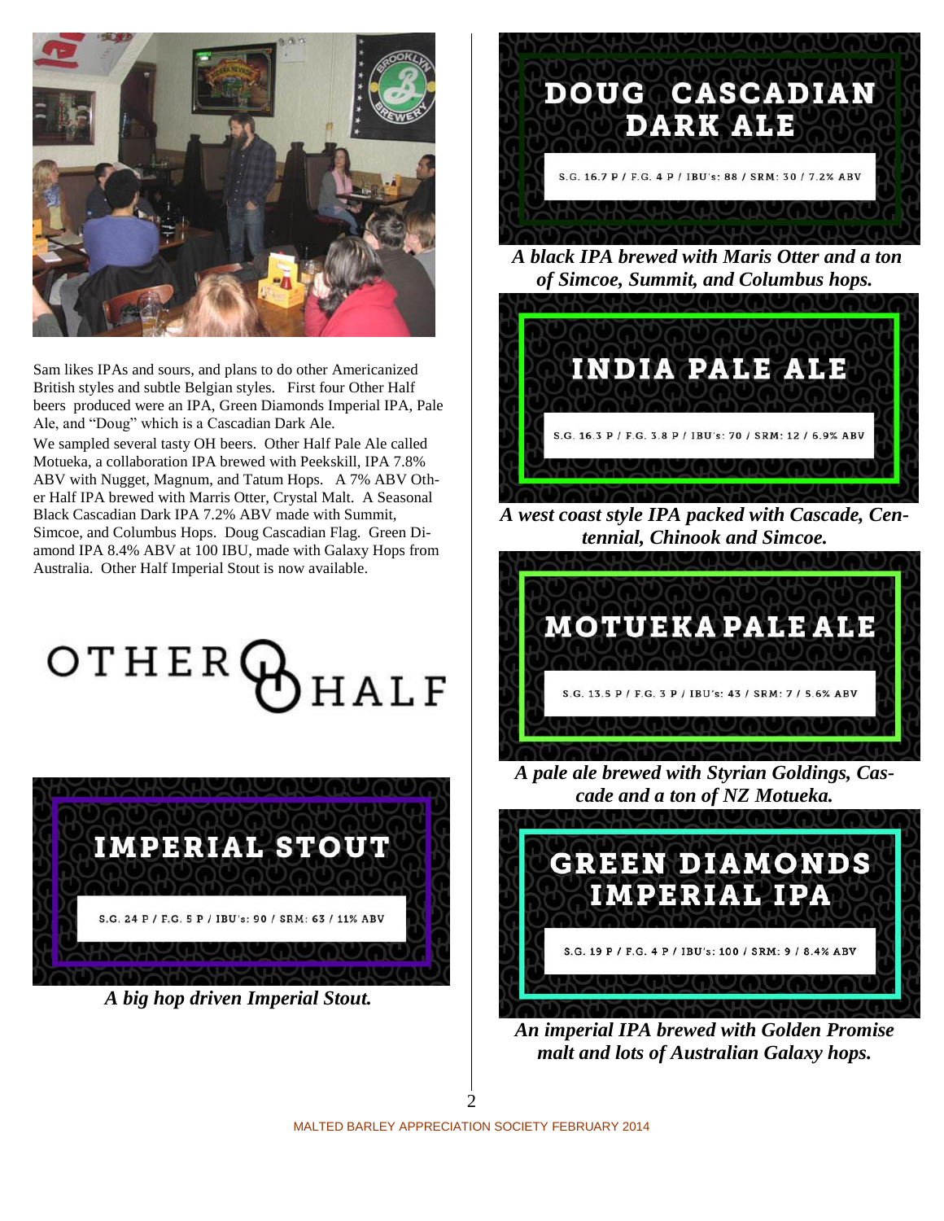Sam likes IPAs and sours, and plans to do other Americanized British styles and subtle Belgian styles. First four Other Half beers produced were an IPA, Green Diamonds Imperial IPA, Pale Ale, and "Doug" which is a Cascadian Dark Ale.

We sampled several tasty OH beers. Other Half Pale Ale called Motueka, a collaboration IPA brewed with Peekskill, IPA 7.8% ABV with Nugget, Magnum, and Tatum Hops. A 7% ABV Other Half IPA brewed with Marris Otter, Crystal Malt. A Seasonal Black Cascadian Dark IPA 7.2% ABV made with Summit, Simcoe, and Columbus Hops. Doug Cascadian Flag. Green Diamond IPA 8.4% ABV at 100 IBU, made with Galaxy Hops from Australia. Other Half Imperial Stout is now available.

OTHER HALF

## IMPERIAL STOUT

S.G. 24 P / F.G. 5 P / IBU's: 90 / SRM: 63 / 11% ABV

***A big hop driven Imperial Stout.***

## DOUG CASCADIAN DARK ALE

S.G. 16.7 P / F.G. 4 P / IBU's: 88 / SRM: 30 / 7.2% ABV

***A black IPA brewed with Maris Otter and a ton of Simcoe, Summit, and Columbus hops.***

## INDIA PALE ALE

S.G. 16.3 P / F.G. 3.8 P / IBU's: 70 / SRM: 12 / 6.9% ABV

***A west coast style IPA packed with Cascade, Centennial, Chinook and Simcoe.***

## MOTUEKA PALE ALE

S.G. 13.5 P / F.G. 3 P / IBU's: 43 / SRM: 7 / 5.6% ABV

***A pale ale brewed with Styrian Goldings, Cascade and a ton of NZ Motueka.***

## GREEN DIAMONDS IMPERIAL IPA

S.G. 19 P / F.G. 4 P / IBU's: 100 / SRM: 9 / 8.4% ABV

***An imperial IPA brewed with Golden Promise malt and lots of Australian Galaxy hops.***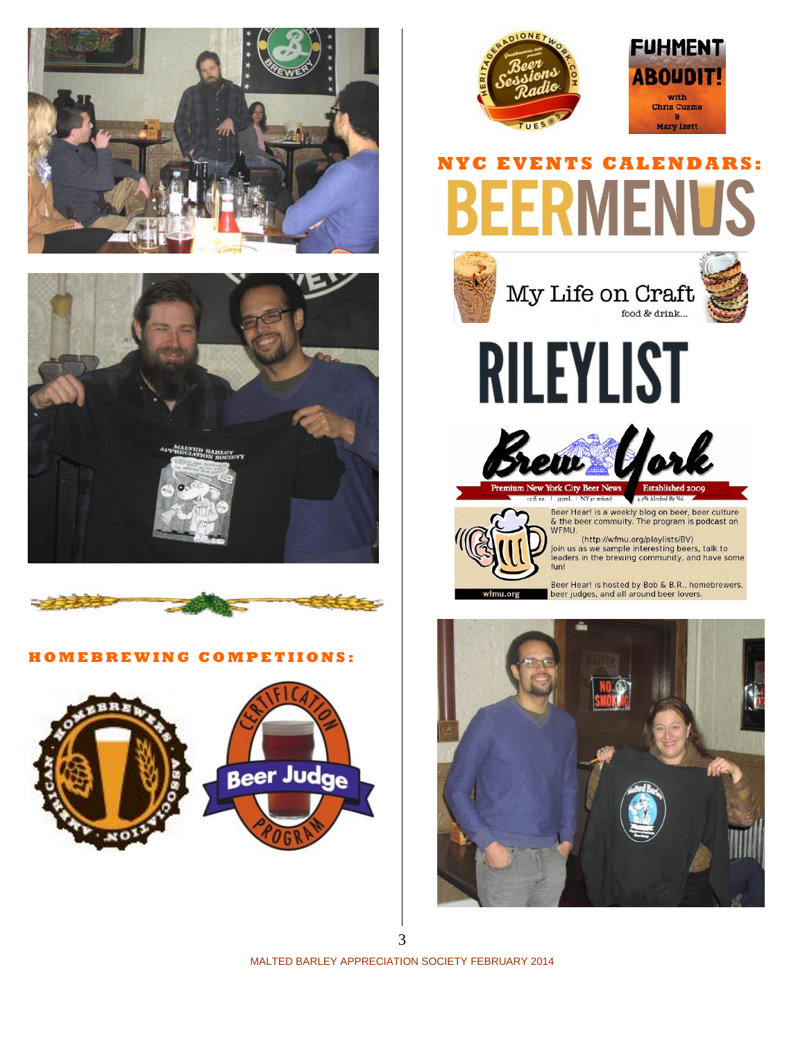## HOMEBREWING COMPETIIONS:

## NYC EVENTS CALENDARS:

Beer Hear! is a weekly blog on beer, beer culture & the beer community. The program is podcast on WFMU.

(http://wfmu.org/playlists/BV)

Join us as we sample interesting beers, talk to leaders in the brewing community, and have some fun!

Beer Hear! is hosted by Bob & B.R., homebrewers, beer judges, and all around beer lovers.